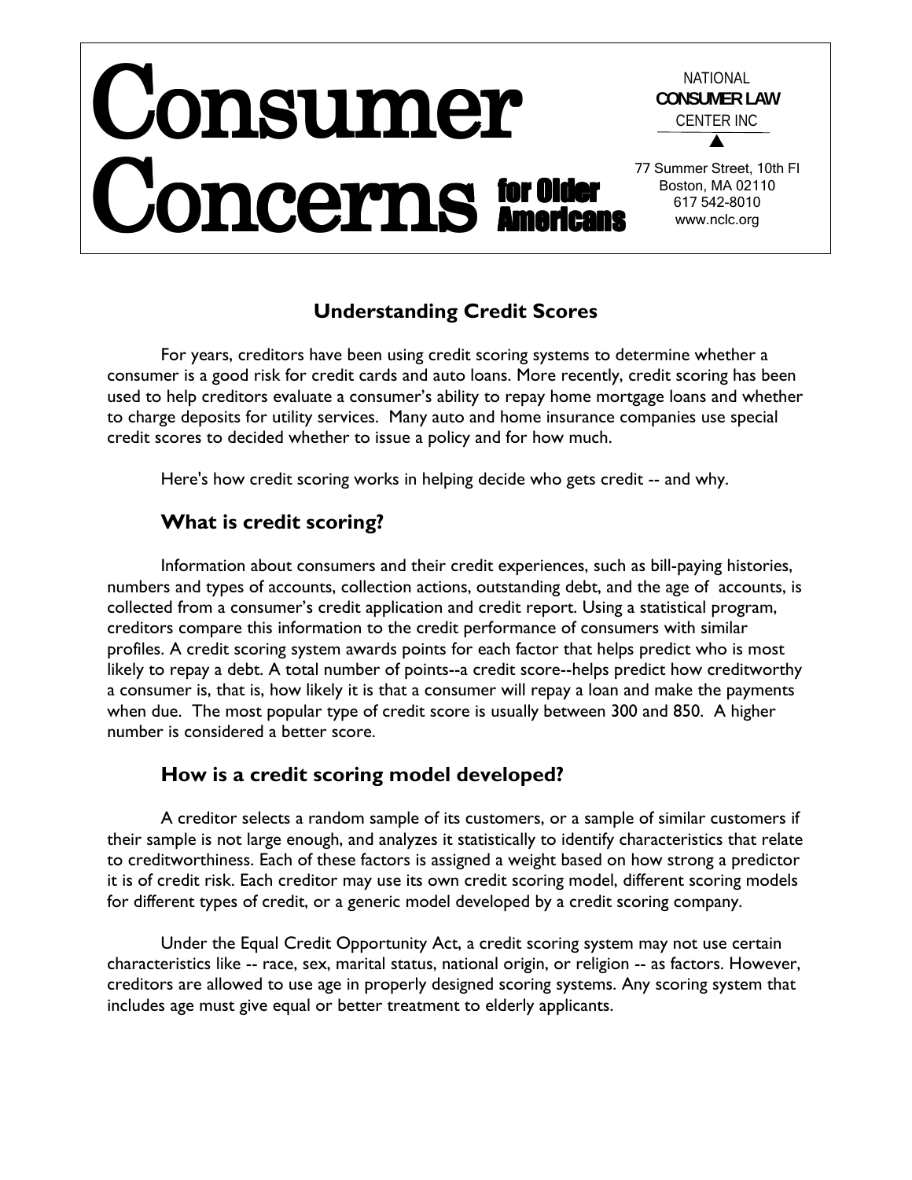# Consumer Concerns for Older Americans

NATIONAL
**CONSUMER LAW**
CENTER INC

77 Summer Street, 10th Fl
Boston, MA 02110
617 542-8010
www.nclc.org

## Understanding Credit Scores

For years, creditors have been using credit scoring systems to determine whether a consumer is a good risk for credit cards and auto loans. More recently, credit scoring has been used to help creditors evaluate a consumer's ability to repay home mortgage loans and whether to charge deposits for utility services. Many auto and home insurance companies use special credit scores to decided whether to issue a policy and for how much.

Here's how credit scoring works in helping decide who gets credit -- and why.

### What is credit scoring?

Information about consumers and their credit experiences, such as bill-paying histories, numbers and types of accounts, collection actions, outstanding debt, and the age of accounts, is collected from a consumer's credit application and credit report. Using a statistical program, creditors compare this information to the credit performance of consumers with similar profiles. A credit scoring system awards points for each factor that helps predict who is most likely to repay a debt. A total number of points--a credit score--helps predict how creditworthy a consumer is, that is, how likely it is that a consumer will repay a loan and make the payments when due. The most popular type of credit score is usually between 300 and 850. A higher number is considered a better score.

### How is a credit scoring model developed?

A creditor selects a random sample of its customers, or a sample of similar customers if their sample is not large enough, and analyzes it statistically to identify characteristics that relate to creditworthiness. Each of these factors is assigned a weight based on how strong a predictor it is of credit risk. Each creditor may use its own credit scoring model, different scoring models for different types of credit, or a generic model developed by a credit scoring company.

Under the Equal Credit Opportunity Act, a credit scoring system may not use certain characteristics like -- race, sex, marital status, national origin, or religion -- as factors. However, creditors are allowed to use age in properly designed scoring systems. Any scoring system that includes age must give equal or better treatment to elderly applicants.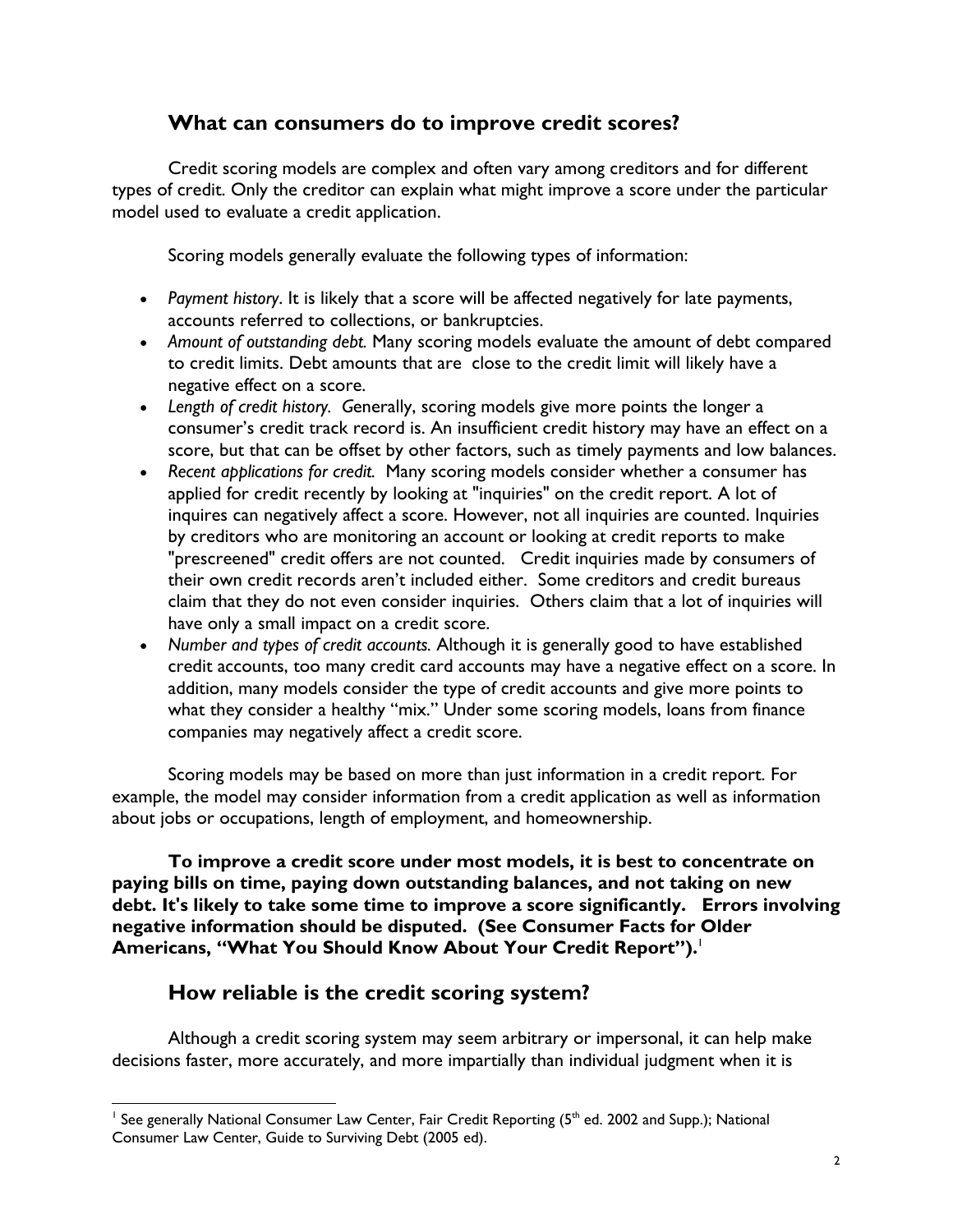## What can consumers do to improve credit scores?

Credit scoring models are complex and often vary among creditors and for different types of credit. Only the creditor can explain what might improve a score under the particular model used to evaluate a credit application.

Scoring models generally evaluate the following types of information:

- *Payment history*. It is likely that a score will be affected negatively for late payments, accounts referred to collections, or bankruptcies.
- *Amount of outstanding debt.* Many scoring models evaluate the amount of debt compared to credit limits. Debt amounts that are close to the credit limit will likely have a negative effect on a score.
- *Length of credit history. G*enerally, scoring models give more points the longer a consumer's credit track record is. An insufficient credit history may have an effect on a score, but that can be offset by other factors, such as timely payments and low balances.
- *Recent applications for credit.* Many scoring models consider whether a consumer has applied for credit recently by looking at "inquiries" on the credit report. A lot of inquires can negatively affect a score. However, not all inquiries are counted. Inquiries by creditors who are monitoring an account or looking at credit reports to make "prescreened" credit offers are not counted. Credit inquiries made by consumers of their own credit records aren't included either. Some creditors and credit bureaus claim that they do not even consider inquiries. Others claim that a lot of inquiries will have only a small impact on a credit score.
- *Number and types of credit accounts.* Although it is generally good to have established credit accounts, too many credit card accounts may have a negative effect on a score. In addition, many models consider the type of credit accounts and give more points to what they consider a healthy "mix." Under some scoring models, loans from finance companies may negatively affect a credit score.

Scoring models may be based on more than just information in a credit report. For example, the model may consider information from a credit application as well as information about jobs or occupations, length of employment, and homeownership.

**To improve a credit score under most models, it is best to concentrate on paying bills on time, paying down outstanding balances, and not taking on new debt. It's likely to take some time to improve a score significantly. Errors involving negative information should be disputed. (See Consumer Facts for Older Americans, "What You Should Know About Your Credit Report").**[1]

## How reliable is the credit scoring system?

Although a credit scoring system may seem arbitrary or impersonal, it can help make decisions faster, more accurately, and more impartially than individual judgment when it is

[1] See generally National Consumer Law Center, Fair Credit Reporting (5th ed. 2002 and Supp.); National Consumer Law Center, Guide to Surviving Debt (2005 ed).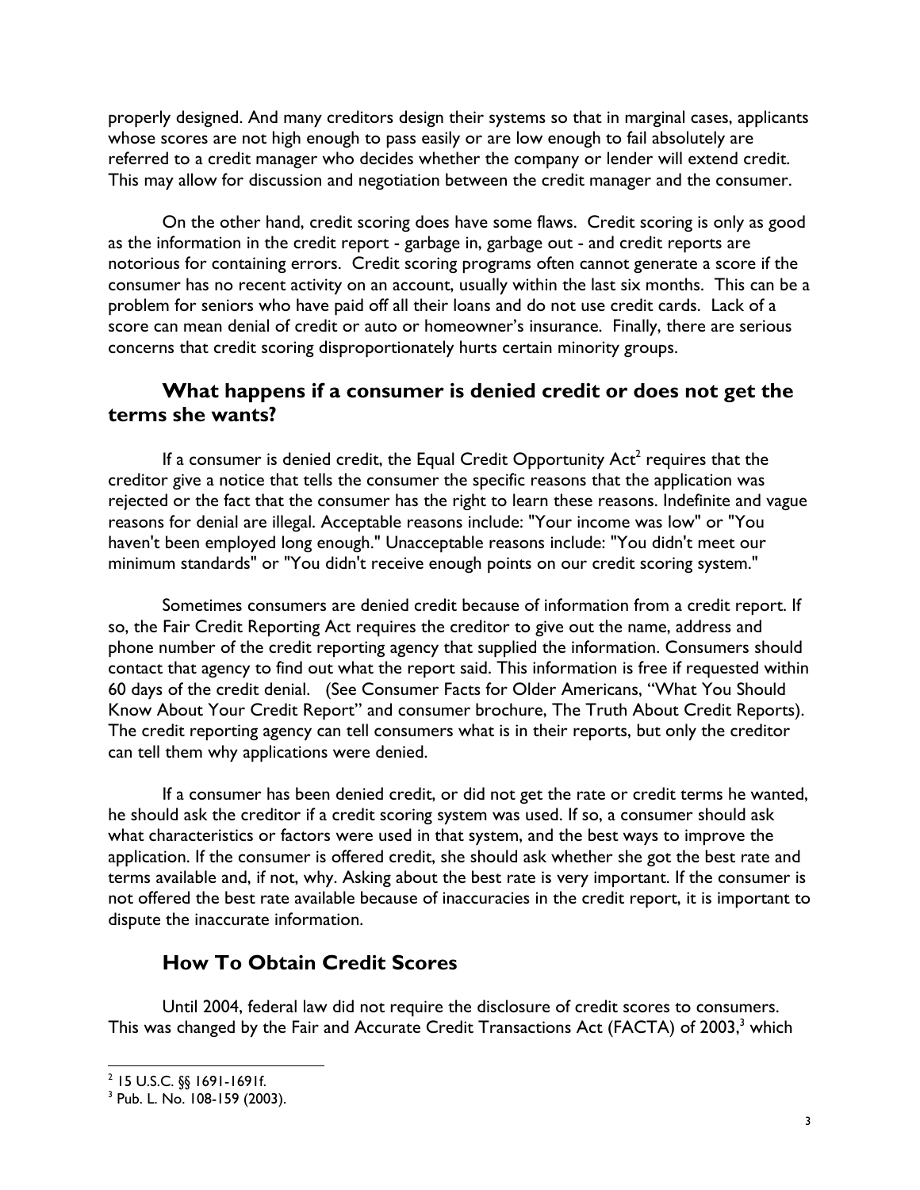properly designed. And many creditors design their systems so that in marginal cases, applicants whose scores are not high enough to pass easily or are low enough to fail absolutely are referred to a credit manager who decides whether the company or lender will extend credit. This may allow for discussion and negotiation between the credit manager and the consumer.

On the other hand, credit scoring does have some flaws. Credit scoring is only as good as the information in the credit report - garbage in, garbage out - and credit reports are notorious for containing errors. Credit scoring programs often cannot generate a score if the consumer has no recent activity on an account, usually within the last six months. This can be a problem for seniors who have paid off all their loans and do not use credit cards. Lack of a score can mean denial of credit or auto or homeowner's insurance. Finally, there are serious concerns that credit scoring disproportionately hurts certain minority groups.

## What happens if a consumer is denied credit or does not get the terms she wants?

If a consumer is denied credit, the Equal Credit Opportunity Act[2] requires that the creditor give a notice that tells the consumer the specific reasons that the application was rejected or the fact that the consumer has the right to learn these reasons. Indefinite and vague reasons for denial are illegal. Acceptable reasons include: "Your income was low" or "You haven't been employed long enough." Unacceptable reasons include: "You didn't meet our minimum standards" or "You didn't receive enough points on our credit scoring system."

Sometimes consumers are denied credit because of information from a credit report. If so, the Fair Credit Reporting Act requires the creditor to give out the name, address and phone number of the credit reporting agency that supplied the information. Consumers should contact that agency to find out what the report said. This information is free if requested within 60 days of the credit denial. (See Consumer Facts for Older Americans, "What You Should Know About Your Credit Report" and consumer brochure, The Truth About Credit Reports). The credit reporting agency can tell consumers what is in their reports, but only the creditor can tell them why applications were denied.

If a consumer has been denied credit, or did not get the rate or credit terms he wanted, he should ask the creditor if a credit scoring system was used. If so, a consumer should ask what characteristics or factors were used in that system, and the best ways to improve the application. If the consumer is offered credit, she should ask whether she got the best rate and terms available and, if not, why. Asking about the best rate is very important. If the consumer is not offered the best rate available because of inaccuracies in the credit report, it is important to dispute the inaccurate information.

## How To Obtain Credit Scores

Until 2004, federal law did not require the disclosure of credit scores to consumers. This was changed by the Fair and Accurate Credit Transactions Act (FACTA) of 2003,[3] which

---

[2] 15 U.S.C. §§ 1691-1691f.

[3] Pub. L. No. 108-159 (2003).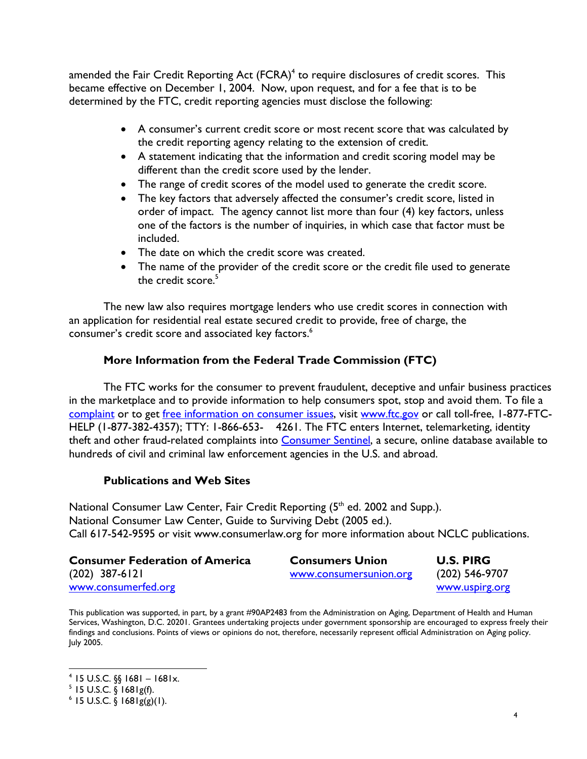amended the Fair Credit Reporting Act (FCRA)[4] to require disclosures of credit scores. This became effective on December 1, 2004. Now, upon request, and for a fee that is to be determined by the FTC, credit reporting agencies must disclose the following:

- A consumer's current credit score or most recent score that was calculated by the credit reporting agency relating to the extension of credit.
- A statement indicating that the information and credit scoring model may be different than the credit score used by the lender.
- The range of credit scores of the model used to generate the credit score.
- The key factors that adversely affected the consumer's credit score, listed in order of impact. The agency cannot list more than four (4) key factors, unless one of the factors is the number of inquiries, in which case that factor must be included.
- The date on which the credit score was created.
- The name of the provider of the credit score or the credit file used to generate the credit score.[5]

The new law also requires mortgage lenders who use credit scores in connection with an application for residential real estate secured credit to provide, free of charge, the consumer's credit score and associated key factors.[6]

### More Information from the Federal Trade Commission (FTC)

The FTC works for the consumer to prevent fraudulent, deceptive and unfair business practices in the marketplace and to provide information to help consumers spot, stop and avoid them. To file a complaint or to get free information on consumer issues, visit www.ftc.gov or call toll-free, 1-877-FTC-HELP (1-877-382-4357); TTY: 1-866-653- 4261. The FTC enters Internet, telemarketing, identity theft and other fraud-related complaints into Consumer Sentinel, a secure, online database available to hundreds of civil and criminal law enforcement agencies in the U.S. and abroad.

### Publications and Web Sites

National Consumer Law Center, Fair Credit Reporting (5th ed. 2002 and Supp.).
National Consumer Law Center, Guide to Surviving Debt (2005 ed.).
Call 617-542-9595 or visit www.consumerlaw.org for more information about NCLC publications.

**Consumer Federation of America**
(202) 387-6121
www.consumerfed.org

**Consumers Union**
www.consumersunion.org

**U.S. PIRG**
(202) 546-9707
www.uspirg.org

This publication was supported, in part, by a grant #90AP2483 from the Administration on Aging, Department of Health and Human Services, Washington, D.C. 20201. Grantees undertaking projects under government sponsorship are encouraged to express freely their findings and conclusions. Points of views or opinions do not, therefore, necessarily represent official Administration on Aging policy. July 2005.

---

[4] 15 U.S.C. §§ 1681 – 1681x.
[5] 15 U.S.C. § 1681g(f).
[6] 15 U.S.C. § 1681g(g)(1).